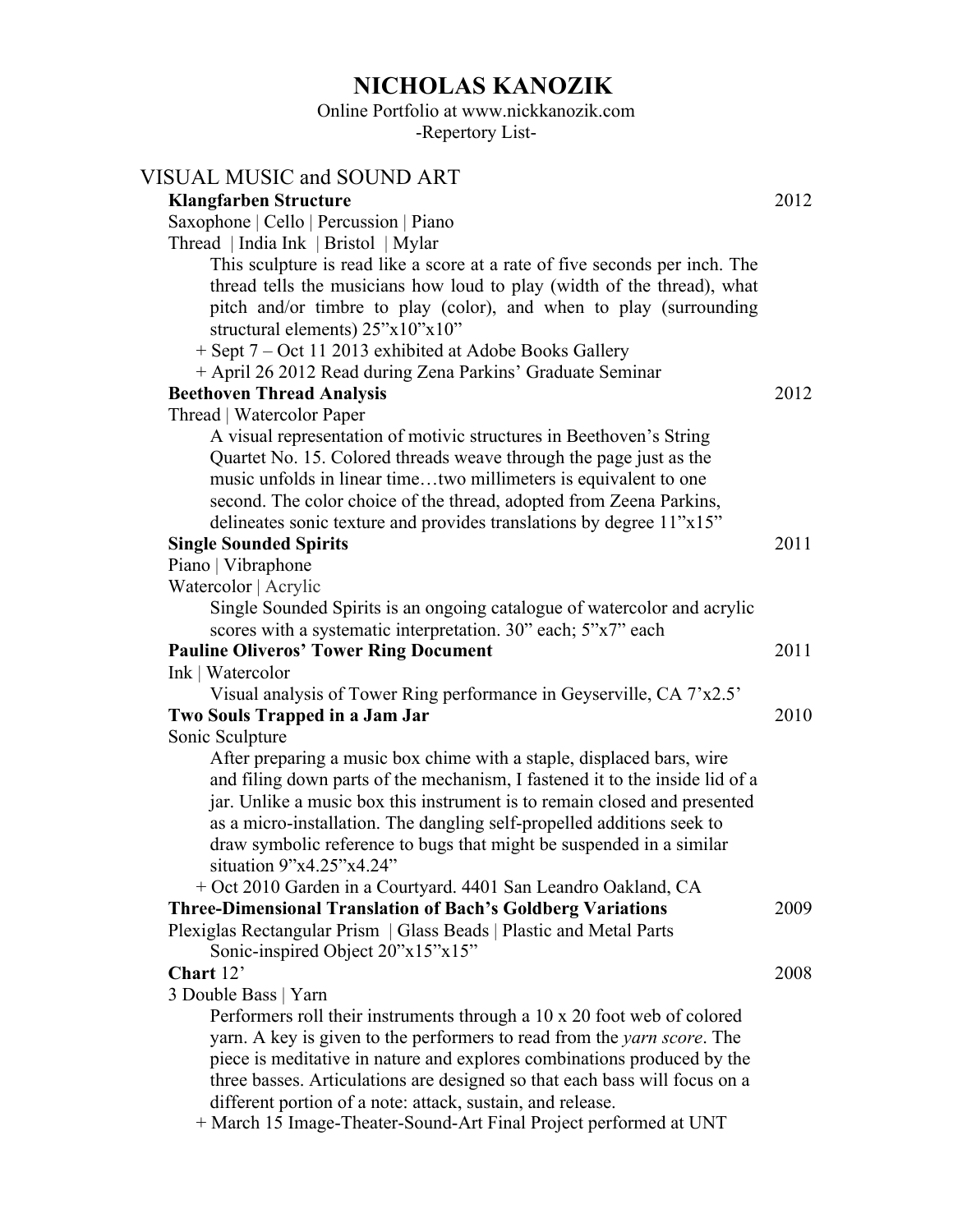# NICHOLAS KANOZIK

Online Portfolio at www.nickkanozik.com
-Repertory List-

## VISUAL MUSIC and SOUND ART

**Klangfarben Structure** 2012
Saxophone | Cello | Percussion | Piano
Thread | India Ink | Bristol | Mylar

This sculpture is read like a score at a rate of five seconds per inch. The thread tells the musicians how loud to play (width of the thread), what pitch and/or timbre to play (color), and when to play (surrounding structural elements) 25"x10"x10"

+ Sept 7 – Oct 11 2013 exhibited at Adobe Books Gallery
+ April 26 2012 Read during Zena Parkins' Graduate Seminar

**Beethoven Thread Analysis** 2012
Thread | Watercolor Paper

A visual representation of motivic structures in Beethoven's String Quartet No. 15. Colored threads weave through the page just as the music unfolds in linear time…two millimeters is equivalent to one second. The color choice of the thread, adopted from Zeena Parkins, delineates sonic texture and provides translations by degree 11"x15"

**Single Sounded Spirits** 2011
Piano | Vibraphone
Watercolor | Acrylic

Single Sounded Spirits is an ongoing catalogue of watercolor and acrylic scores with a systematic interpretation. 30" each; 5"x7" each

**Pauline Oliveros' Tower Ring Document** 2011
Ink | Watercolor

Visual analysis of Tower Ring performance in Geyserville, CA 7'x2.5'

**Two Souls Trapped in a Jam Jar** 2010
Sonic Sculpture

After preparing a music box chime with a staple, displaced bars, wire and filing down parts of the mechanism, I fastened it to the inside lid of a jar. Unlike a music box this instrument is to remain closed and presented as a micro-installation. The dangling self-propelled additions seek to draw symbolic reference to bugs that might be suspended in a similar situation 9"x4.25"x4.24"

+ Oct 2010 Garden in a Courtyard. 4401 San Leandro Oakland, CA

**Three-Dimensional Translation of Bach's Goldberg Variations** 2009
Plexiglas Rectangular Prism | Glass Beads | Plastic and Metal Parts

Sonic-inspired Object 20"x15"x15"

**Chart** 12' 2008
3 Double Bass | Yarn

Performers roll their instruments through a 10 x 20 foot web of colored yarn. A key is given to the performers to read from the *yarn score*. The piece is meditative in nature and explores combinations produced by the three basses. Articulations are designed so that each bass will focus on a different portion of a note: attack, sustain, and release.

+ March 15 Image-Theater-Sound-Art Final Project performed at UNT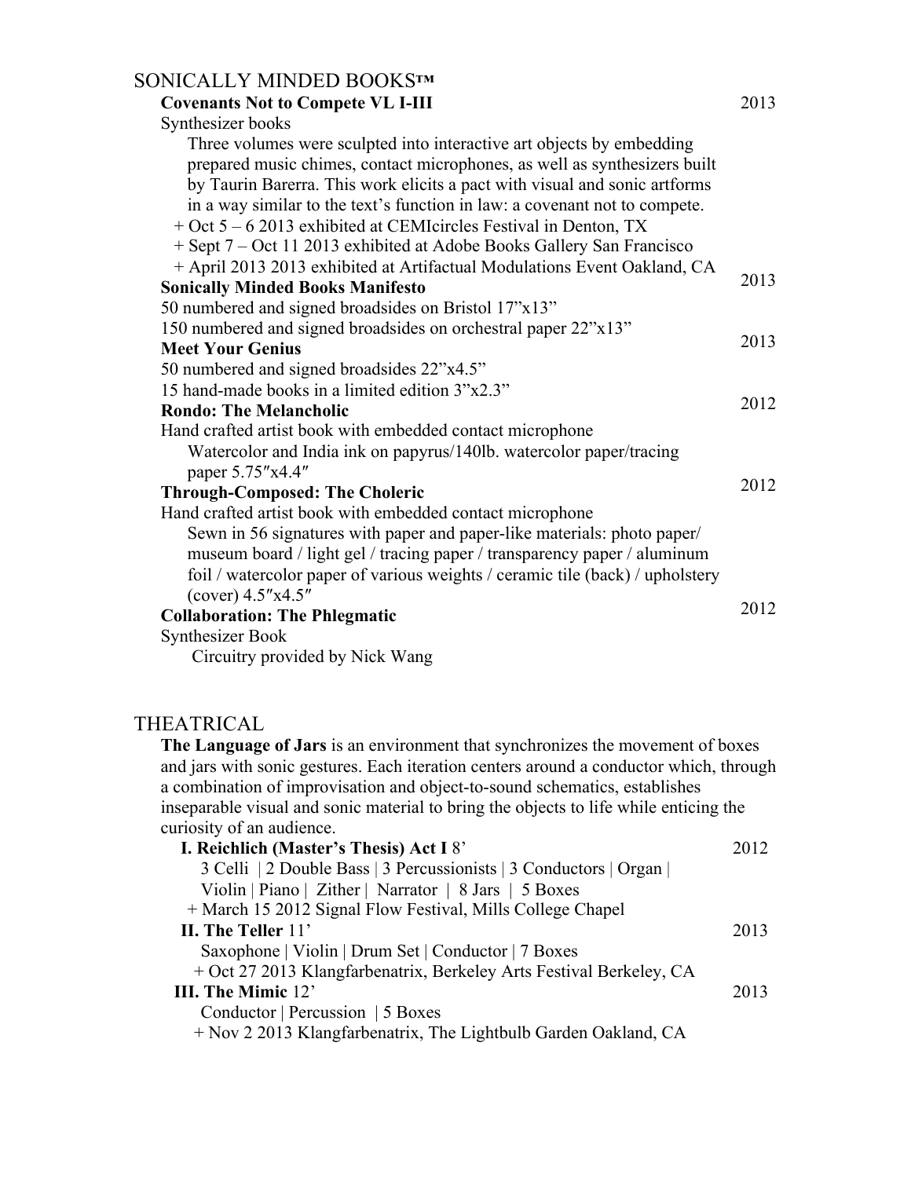## SONICALLY MINDED BOOKS™

**Covenants Not to Compete VL I-III** 2013

Synthesizer books

Three volumes were sculpted into interactive art objects by embedding prepared music chimes, contact microphones, as well as synthesizers built by Taurin Barerra. This work elicits a pact with visual and sonic artforms in a way similar to the text's function in law: a covenant not to compete.

+ Oct 5 – 6 2013 exhibited at CEMIcircles Festival in Denton, TX
+ Sept 7 – Oct 11 2013 exhibited at Adobe Books Gallery San Francisco
+ April 2013 2013 exhibited at Artifactual Modulations Event Oakland, CA

**Sonically Minded Books Manifesto** 2013

50 numbered and signed broadsides on Bristol 17"x13"
150 numbered and signed broadsides on orchestral paper 22"x13"

**Meet Your Genius** 2013

50 numbered and signed broadsides 22"x4.5"
15 hand-made books in a limited edition 3"x2.3"

**Rondo: The Melancholic** 2012

Hand crafted artist book with embedded contact microphone

Watercolor and India ink on papyrus/140lb. watercolor paper/tracing paper 5.75″x4.4″

**Through-Composed: The Choleric** 2012

Hand crafted artist book with embedded contact microphone

Sewn in 56 signatures with paper and paper-like materials: photo paper/ museum board / light gel / tracing paper / transparency paper / aluminum foil / watercolor paper of various weights / ceramic tile (back) / upholstery (cover) 4.5″x4.5″

**Collaboration: The Phlegmatic** 2012

Synthesizer Book

Circuitry provided by Nick Wang

## THEATRICAL

**The Language of Jars** is an environment that synchronizes the movement of boxes and jars with sonic gestures. Each iteration centers around a conductor which, through a combination of improvisation and object-to-sound schematics, establishes inseparable visual and sonic material to bring the objects to life while enticing the curiosity of an audience.

**I. Reichlich (Master's Thesis) Act I** 8' 2012

3 Celli | 2 Double Bass | 3 Percussionists | 3 Conductors | Organ | Violin | Piano | Zither | Narrator | 8 Jars | 5 Boxes

+ March 15 2012 Signal Flow Festival, Mills College Chapel

**II. The Teller** 11' 2013

Saxophone | Violin | Drum Set | Conductor | 7 Boxes

+ Oct 27 2013 Klangfarbenatrix, Berkeley Arts Festival Berkeley, CA

**III. The Mimic** 12' 2013

Conductor | Percussion | 5 Boxes

+ Nov 2 2013 Klangfarbenatrix, The Lightbulb Garden Oakland, CA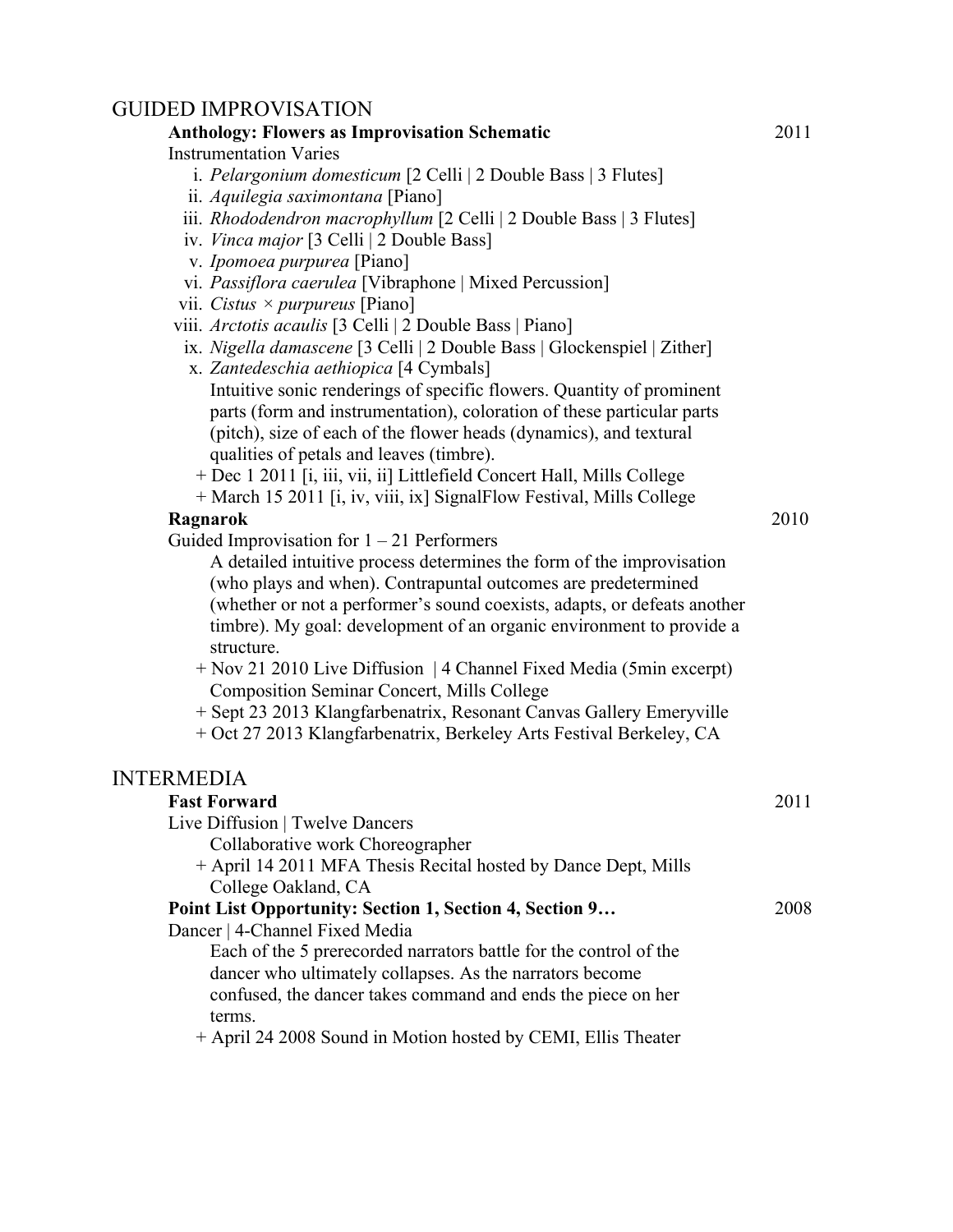## GUIDED IMPROVISATION

**Anthology: Flowers as Improvisation Schematic** 2011

Instrumentation Varies

i. *Pelargonium domesticum* [2 Celli | 2 Double Bass | 3 Flutes]
ii. *Aquilegia saximontana* [Piano]
iii. *Rhododendron macrophyllum* [2 Celli | 2 Double Bass | 3 Flutes]
iv. *Vinca major* [3 Celli | 2 Double Bass]
v. *Ipomoea purpurea* [Piano]
vi. *Passiflora caerulea* [Vibraphone | Mixed Percussion]
vii. *Cistus × purpureus* [Piano]
viii. *Arctotis acaulis* [3 Celli | 2 Double Bass | Piano]
ix. *Nigella damascene* [3 Celli | 2 Double Bass | Glockenspiel | Zither]
x. *Zantedeschia aethiopica* [4 Cymbals]

Intuitive sonic renderings of specific flowers. Quantity of prominent parts (form and instrumentation), coloration of these particular parts (pitch), size of each of the flower heads (dynamics), and textural qualities of petals and leaves (timbre).

+ Dec 1 2011 [i, iii, vii, ii] Littlefield Concert Hall, Mills College
+ March 15 2011 [i, iv, viii, ix] SignalFlow Festival, Mills College

**Ragnarok** 2010

Guided Improvisation for 1 – 21 Performers

A detailed intuitive process determines the form of the improvisation (who plays and when). Contrapuntal outcomes are predetermined (whether or not a performer's sound coexists, adapts, or defeats another timbre). My goal: development of an organic environment to provide a structure.

+ Nov 21 2010 Live Diffusion | 4 Channel Fixed Media (5min excerpt) Composition Seminar Concert, Mills College
+ Sept 23 2013 Klangfarbenatrix, Resonant Canvas Gallery Emeryville
+ Oct 27 2013 Klangfarbenatrix, Berkeley Arts Festival Berkeley, CA

## INTERMEDIA

**Fast Forward** 2011

Live Diffusion | Twelve Dancers

Collaborative work Choreographer

+ April 14 2011 MFA Thesis Recital hosted by Dance Dept, Mills College Oakland, CA

**Point List Opportunity: Section 1, Section 4, Section 9…** 2008

Dancer | 4-Channel Fixed Media

Each of the 5 prerecorded narrators battle for the control of the dancer who ultimately collapses. As the narrators become confused, the dancer takes command and ends the piece on her terms.

+ April 24 2008 Sound in Motion hosted by CEMI, Ellis Theater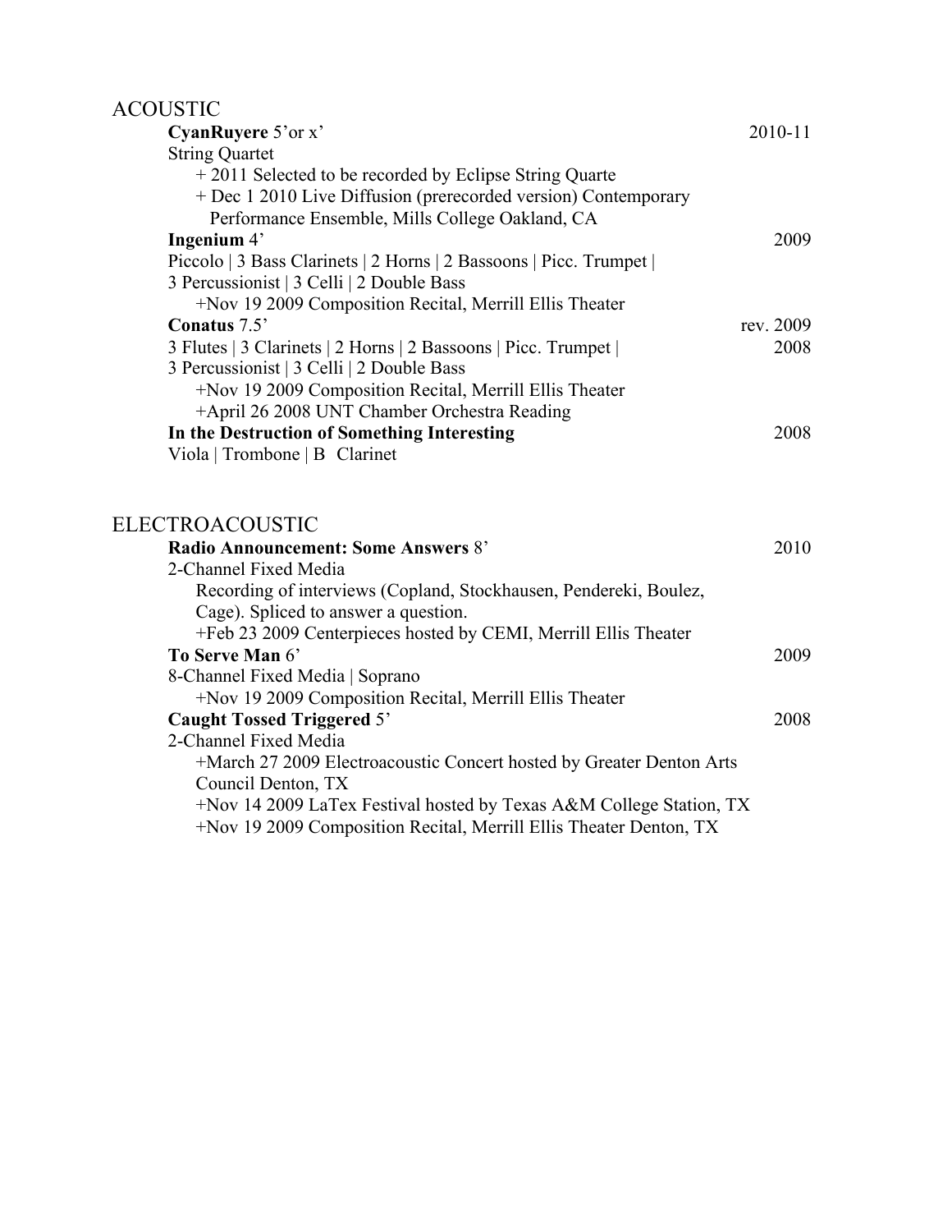## ACOUSTIC

**CyanRuyere** 5'or x' 2010-11
String Quartet
+ 2011 Selected to be recorded by Eclipse String Quarte
+ Dec 1 2010 Live Diffusion (prerecorded version) Contemporary Performance Ensemble, Mills College Oakland, CA

**Ingenium** 4' 2009
Piccolo | 3 Bass Clarinets | 2 Horns | 2 Bassoons | Picc. Trumpet | 3 Percussionist | 3 Celli | 2 Double Bass
+Nov 19 2009 Composition Recital, Merrill Ellis Theater

**Conatus** 7.5' rev. 2009
3 Flutes | 3 Clarinets | 2 Horns | 2 Bassoons | Picc. Trumpet | 3 Percussionist | 3 Celli | 2 Double Bass 2008
+Nov 19 2009 Composition Recital, Merrill Ellis Theater
+April 26 2008 UNT Chamber Orchestra Reading

**In the Destruction of Something Interesting** 2008
Viola | Trombone | B Clarinet

## ELECTROACOUSTIC

**Radio Announcement: Some Answers** 8' 2010
2-Channel Fixed Media
Recording of interviews (Copland, Stockhausen, Pendereki, Boulez, Cage). Spliced to answer a question.
+Feb 23 2009 Centerpieces hosted by CEMI, Merrill Ellis Theater

**To Serve Man** 6' 2009
8-Channel Fixed Media | Soprano
+Nov 19 2009 Composition Recital, Merrill Ellis Theater

**Caught Tossed Triggered** 5' 2008
2-Channel Fixed Media
+March 27 2009 Electroacoustic Concert hosted by Greater Denton Arts Council Denton, TX
+Nov 14 2009 LaTex Festival hosted by Texas A&M College Station, TX
+Nov 19 2009 Composition Recital, Merrill Ellis Theater Denton, TX